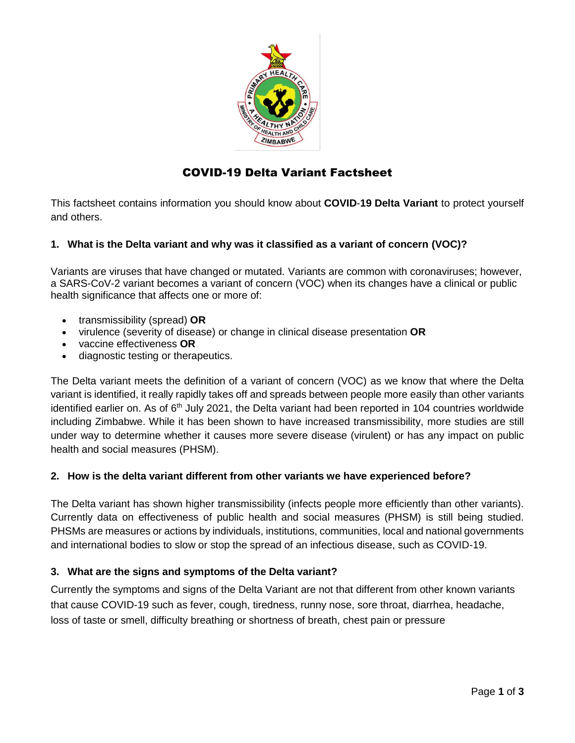# COVID-19 Delta Variant Factsheet

This factsheet contains information you should know about **COVID-19 Delta Variant** to protect yourself and others.

## 1. What is the Delta variant and why was it classified as a variant of concern (VOC)?

Variants are viruses that have changed or mutated. Variants are common with coronaviruses; however, a SARS-CoV-2 variant becomes a variant of concern (VOC) when its changes have a clinical or public health significance that affects one or more of:

- transmissibility (spread) **OR**
- virulence (severity of disease) or change in clinical disease presentation **OR**
- vaccine effectiveness **OR**
- diagnostic testing or therapeutics.

The Delta variant meets the definition of a variant of concern (VOC) as we know that where the Delta variant is identified, it really rapidly takes off and spreads between people more easily than other variants identified earlier on. As of 6th July 2021, the Delta variant had been reported in 104 countries worldwide including Zimbabwe. While it has been shown to have increased transmissibility, more studies are still under way to determine whether it causes more severe disease (virulent) or has any impact on public health and social measures (PHSM).

## 2. How is the delta variant different from other variants we have experienced before?

The Delta variant has shown higher transmissibility (infects people more efficiently than other variants). Currently data on effectiveness of public health and social measures (PHSM) is still being studied. PHSMs are measures or actions by individuals, institutions, communities, local and national governments and international bodies to slow or stop the spread of an infectious disease, such as COVID-19.

## 3. What are the signs and symptoms of the Delta variant?

Currently the symptoms and signs of the Delta Variant are not that different from other known variants that cause COVID-19 such as fever, cough, tiredness, runny nose, sore throat, diarrhea, headache, loss of taste or smell, difficulty breathing or shortness of breath, chest pain or pressure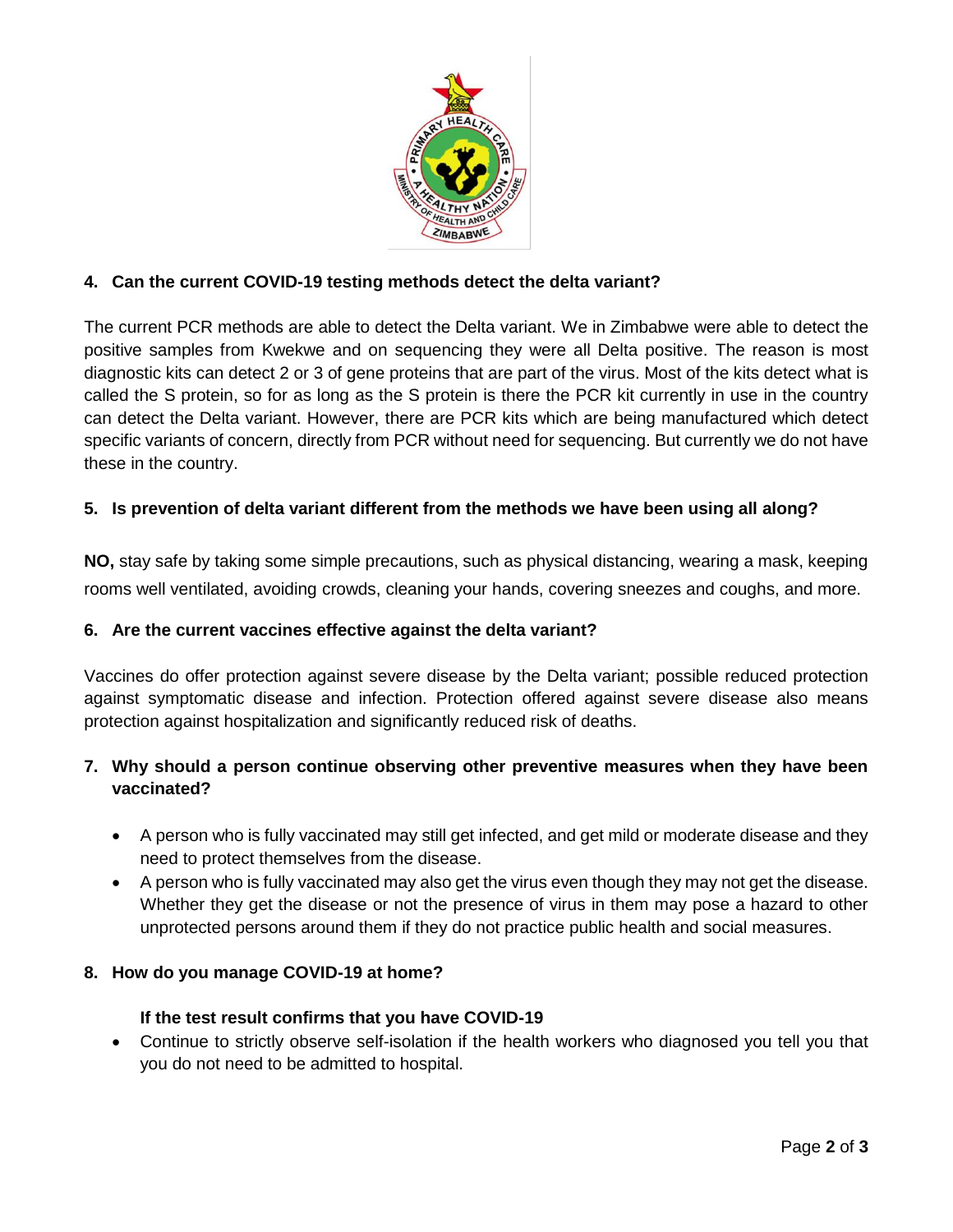**4. Can the current COVID-19 testing methods detect the delta variant?**

The current PCR methods are able to detect the Delta variant. We in Zimbabwe were able to detect the positive samples from Kwekwe and on sequencing they were all Delta positive. The reason is most diagnostic kits can detect 2 or 3 of gene proteins that are part of the virus. Most of the kits detect what is called the S protein, so for as long as the S protein is there the PCR kit currently in use in the country can detect the Delta variant. However, there are PCR kits which are being manufactured which detect specific variants of concern, directly from PCR without need for sequencing. But currently we do not have these in the country.

**5. Is prevention of delta variant different from the methods we have been using all along?**

**NO,** stay safe by taking some simple precautions, such as physical distancing, wearing a mask, keeping rooms well ventilated, avoiding crowds, cleaning your hands, covering sneezes and coughs, and more.

**6. Are the current vaccines effective against the delta variant?**

Vaccines do offer protection against severe disease by the Delta variant; possible reduced protection against symptomatic disease and infection. Protection offered against severe disease also means protection against hospitalization and significantly reduced risk of deaths.

**7. Why should a person continue observing other preventive measures when they have been vaccinated?**

- A person who is fully vaccinated may still get infected, and get mild or moderate disease and they need to protect themselves from the disease.
- A person who is fully vaccinated may also get the virus even though they may not get the disease. Whether they get the disease or not the presence of virus in them may pose a hazard to other unprotected persons around them if they do not practice public health and social measures.

**8. How do you manage COVID-19 at home?**

**If the test result confirms that you have COVID-19**

- Continue to strictly observe self-isolation if the health workers who diagnosed you tell you that you do not need to be admitted to hospital.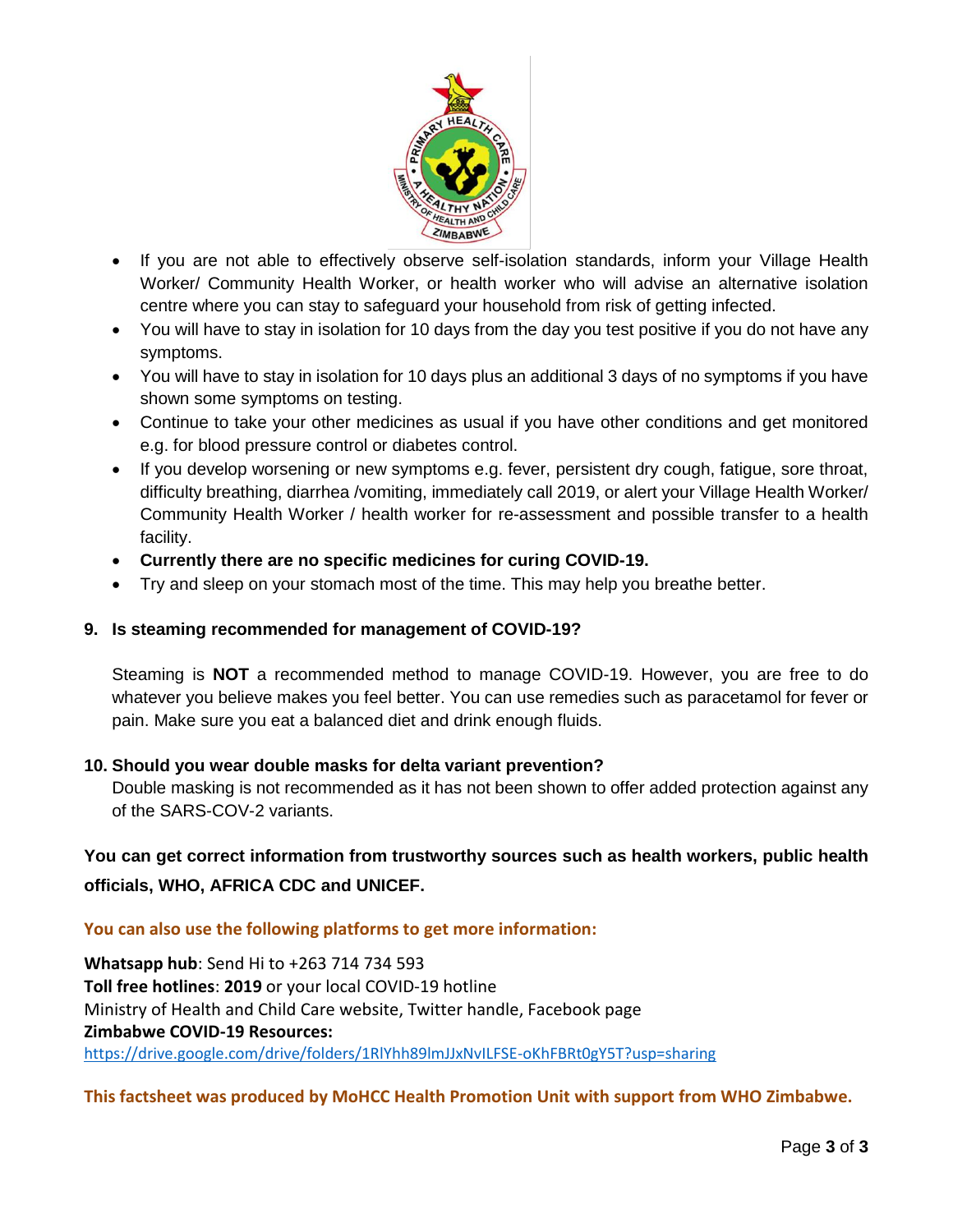- If you are not able to effectively observe self-isolation standards, inform your Village Health Worker/ Community Health Worker, or health worker who will advise an alternative isolation centre where you can stay to safeguard your household from risk of getting infected.
- You will have to stay in isolation for 10 days from the day you test positive if you do not have any symptoms.
- You will have to stay in isolation for 10 days plus an additional 3 days of no symptoms if you have shown some symptoms on testing.
- Continue to take your other medicines as usual if you have other conditions and get monitored e.g. for blood pressure control or diabetes control.
- If you develop worsening or new symptoms e.g. fever, persistent dry cough, fatigue, sore throat, difficulty breathing, diarrhea /vomiting, immediately call 2019, or alert your Village Health Worker/ Community Health Worker / health worker for re-assessment and possible transfer to a health facility.
- **Currently there are no specific medicines for curing COVID-19.**
- Try and sleep on your stomach most of the time. This may help you breathe better.

**9. Is steaming recommended for management of COVID-19?**

Steaming is **NOT** a recommended method to manage COVID-19. However, you are free to do whatever you believe makes you feel better. You can use remedies such as paracetamol for fever or pain. Make sure you eat a balanced diet and drink enough fluids.

**10. Should you wear double masks for delta variant prevention?**

Double masking is not recommended as it has not been shown to offer added protection against any of the SARS-COV-2 variants.

**You can get correct information from trustworthy sources such as health workers, public health officials, WHO, AFRICA CDC and UNICEF.**

**You can also use the following platforms to get more information:**

**Whatsapp hub**: Send Hi to +263 714 734 593
**Toll free hotlines**: **2019** or your local COVID-19 hotline
Ministry of Health and Child Care website, Twitter handle, Facebook page
**Zimbabwe COVID-19 Resources:**
https://drive.google.com/drive/folders/1RlYhh89lmJJxNvILFSE-oKhFBRt0gY5T?usp=sharing

**This factsheet was produced by MoHCC Health Promotion Unit with support from WHO Zimbabwe.**